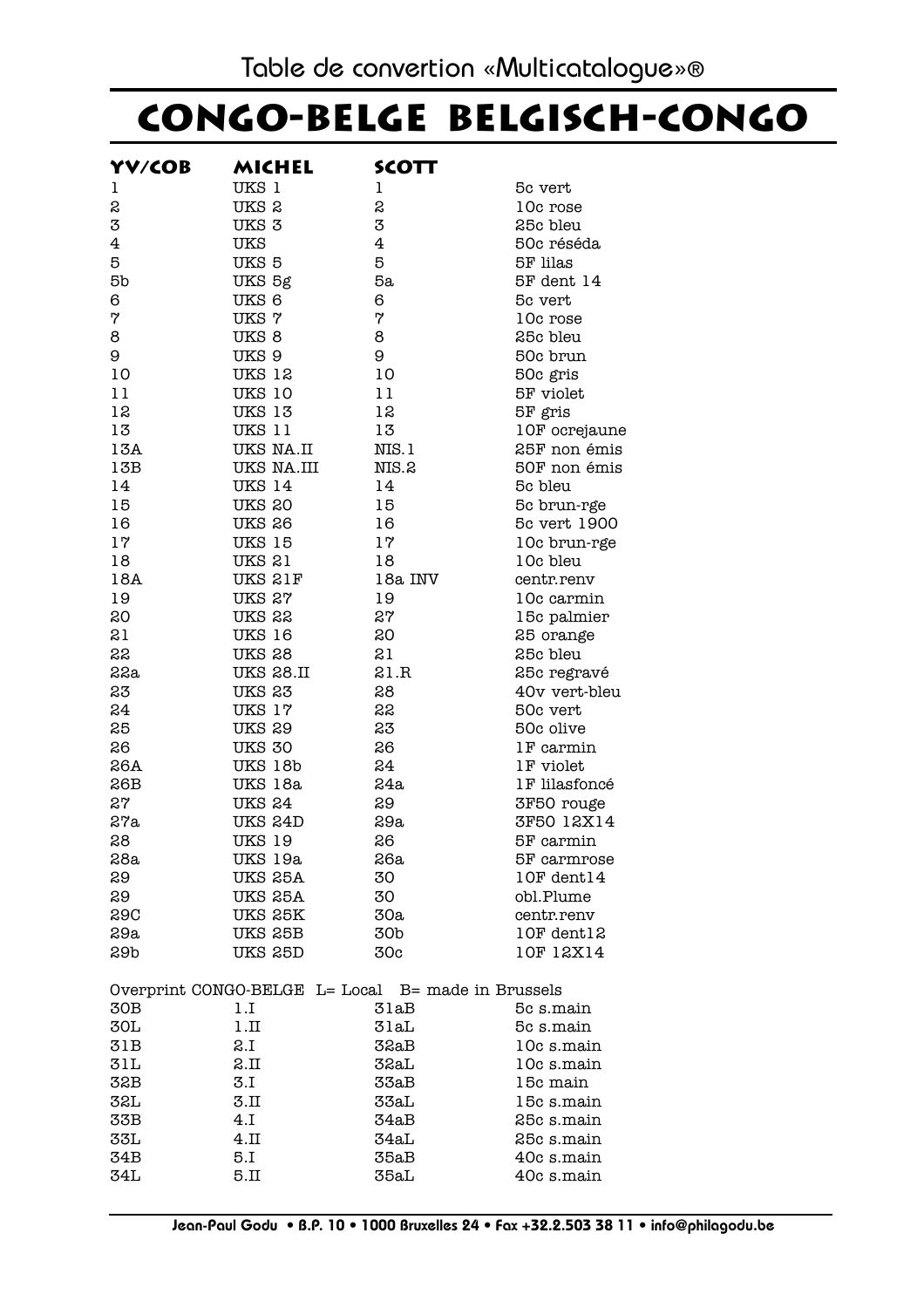Table de convertion «Multicatalogue»®

# CONGO-BELGE BELGISCH-CONGO

| YV/COB | MICHEL | SCOTT | |
|---|---|---|---|
| 1 | UKS 1 | 1 | 5c vert |
| 2 | UKS 2 | 2 | 10c rose |
| 3 | UKS 3 | 3 | 25c bleu |
| 4 | UKS | 4 | 50c réséda |
| 5 | UKS 5 | 5 | 5F lilas |
| 5b | UKS 5g | 5a | 5F dent 14 |
| 6 | UKS 6 | 6 | 5c vert |
| 7 | UKS 7 | 7 | 10c rose |
| 8 | UKS 8 | 8 | 25c bleu |
| 9 | UKS 9 | 9 | 50c brun |
| 10 | UKS 12 | 10 | 50c gris |
| 11 | UKS 10 | 11 | 5F violet |
| 12 | UKS 13 | 12 | 5F gris |
| 13 | UKS 11 | 13 | 10F ocrejaune |
| 13A | UKS NA.II | NIS.1 | 25F non émis |
| 13B | UKS NA.III | NIS.2 | 50F non émis |
| 14 | UKS 14 | 14 | 5c bleu |
| 15 | UKS 20 | 15 | 5c brun-rge |
| 16 | UKS 26 | 16 | 5c vert 1900 |
| 17 | UKS 15 | 17 | 10c brun-rge |
| 18 | UKS 21 | 18 | 10c bleu |
| 18A | UKS 21F | 18a INV | centr.renv |
| 19 | UKS 27 | 19 | 10c carmin |
| 20 | UKS 22 | 27 | 15c palmier |
| 21 | UKS 16 | 20 | 25 orange |
| 22 | UKS 28 | 21 | 25c bleu |
| 22a | UKS 28.II | 21.R | 25c regravé |
| 23 | UKS 23 | 28 | 40v vert-bleu |
| 24 | UKS 17 | 22 | 50c vert |
| 25 | UKS 29 | 23 | 50c olive |
| 26 | UKS 30 | 26 | 1F carmin |
| 26A | UKS 18b | 24 | 1F violet |
| 26B | UKS 18a | 24a | 1F lilasfoncé |
| 27 | UKS 24 | 29 | 3F50 rouge |
| 27a | UKS 24D | 29a | 3F50 12X14 |
| 28 | UKS 19 | 26 | 5F carmin |
| 28a | UKS 19a | 26a | 5F carmrose |
| 29 | UKS 25A | 30 | 10F dent14 |
| 29 | UKS 25A | 30 | obl.Plume |
| 29C | UKS 25K | 30a | centr.renv |
| 29a | UKS 25B | 30b | 10F dent12 |
| 29b | UKS 25D | 30c | 10F 12X14 |

Overprint CONGO-BELGE L= Local B= made in Brussels

| YV/COB | MICHEL | SCOTT | |
|---|---|---|---|
| 30B | 1.I | 31aB | 5c s.main |
| 30L | 1.II | 31aL | 5c s.main |
| 31B | 2.I | 32aB | 10c s.main |
| 31L | 2.II | 32aL | 10c s.main |
| 32B | 3.I | 33aB | 15c main |
| 32L | 3.II | 33aL | 15c s.main |
| 33B | 4.I | 34aB | 25c s.main |
| 33L | 4.II | 34aL | 25c s.main |
| 34B | 5.I | 35aB | 40c s.main |
| 34L | 5.II | 35aL | 40c s.main |

Jean-Paul Godu • B.P. 10 • 1000 Bruxelles 24 • Fax +32.2.503 38 11 • info@philagodu.be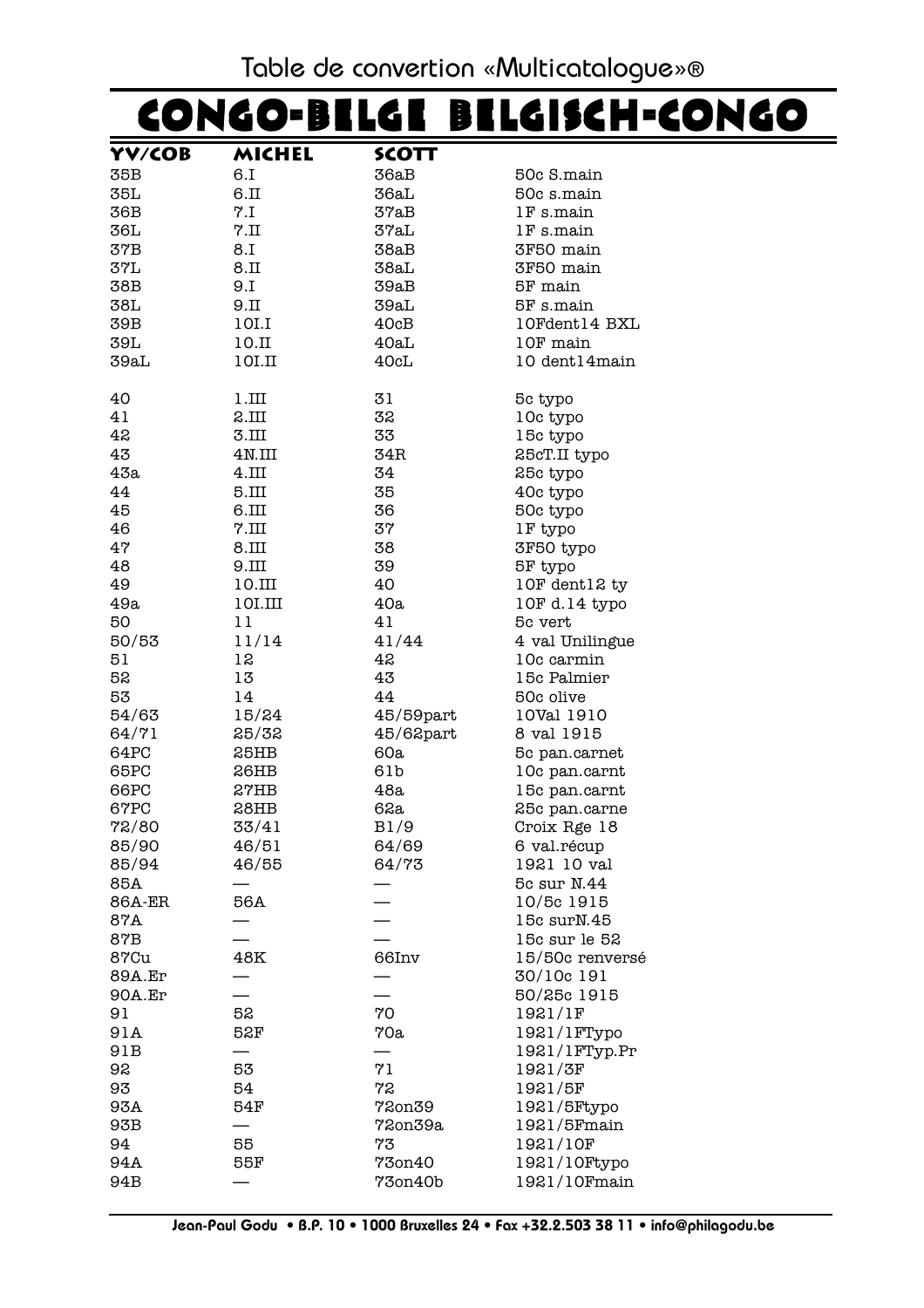Table de convertion «Multicatalogue»®

# CONGO-BELGE BELGISCH-CONGO

| YV/COB | MICHEL | SCOTT | |
|---|---|---|---|
| 35B | 6.I | 36aB | 50c S.main |
| 35L | 6.II | 36aL | 50c s.main |
| 36B | 7.I | 37aB | 1F s.main |
| 36L | 7.II | 37aL | 1F s.main |
| 37B | 8.I | 38aB | 3F50 main |
| 37L | 8.II | 38aL | 3F50 main |
| 38B | 9.I | 39aB | 5F main |
| 38L | 9.II | 39aL | 5F s.main |
| 39B | 10I.I | 40cB | 10Fdent14 BXL |
| 39L | 10.II | 40aL | 10F main |
| 39aL | 10I.II | 40cL | 10 dent14main |
| | | | |
| 40 | 1.III | 31 | 5c typo |
| 41 | 2.III | 32 | 10c typo |
| 42 | 3.III | 33 | 15c typo |
| 43 | 4N.III | 34R | 25cT.II typo |
| 43a | 4.III | 34 | 25c typo |
| 44 | 5.III | 35 | 40c typo |
| 45 | 6.III | 36 | 50c typo |
| 46 | 7.III | 37 | 1F typo |
| 47 | 8.III | 38 | 3F50 typo |
| 48 | 9.III | 39 | 5F typo |
| 49 | 10.III | 40 | 10F dent12 ty |
| 49a | 10I.III | 40a | 10F d.14 typo |
| 50 | 11 | 41 | 5c vert |
| 50/53 | 11/14 | 41/44 | 4 val Unilingue |
| 51 | 12 | 42 | 10c carmin |
| 52 | 13 | 43 | 15c Palmier |
| 53 | 14 | 44 | 50c olive |
| 54/63 | 15/24 | 45/59part | 10Val 1910 |
| 64/71 | 25/32 | 45/62part | 8 val 1915 |
| 64PC | 25HB | 60a | 5c pan.carnet |
| 65PC | 26HB | 61b | 10c pan.carnt |
| 66PC | 27HB | 48a | 15c pan.carnt |
| 67PC | 28HB | 62a | 25c pan.carne |
| 72/80 | 33/41 | B1/9 | Croix Rge 18 |
| 85/90 | 46/51 | 64/69 | 6 val.récup |
| 85/94 | 46/55 | 64/73 | 1921 10 val |
| 85A | — | — | 5c sur N.44 |
| 86A-ER | 56A | — | 10/5c 1915 |
| 87A | — | — | 15c surN.45 |
| 87B | — | — | 15c sur le 52 |
| 87Cu | 48K | 66Inv | 15/50c renversé |
| 89A.Er | — | — | 30/10c 191 |
| 90A.Er | — | — | 50/25c 1915 |
| 91 | 52 | 70 | 1921/1F |
| 91A | 52F | 70a | 1921/1FTypo |
| 91B | — | — | 1921/1FTyp.Pr |
| 92 | 53 | 71 | 1921/3F |
| 93 | 54 | 72 | 1921/5F |
| 93A | 54F | 72on39 | 1921/5Ftypo |
| 93B | — | 72on39a | 1921/5Fmain |
| 94 | 55 | 73 | 1921/10F |
| 94A | 55F | 73on40 | 1921/10Ftypo |
| 94B | — | 73on40b | 1921/10Fmain |

Jean-Paul Godu • B.P. 10 • 1000 Bruxelles 24 • Fax +32.2.503 38 11 • info@philagodu.be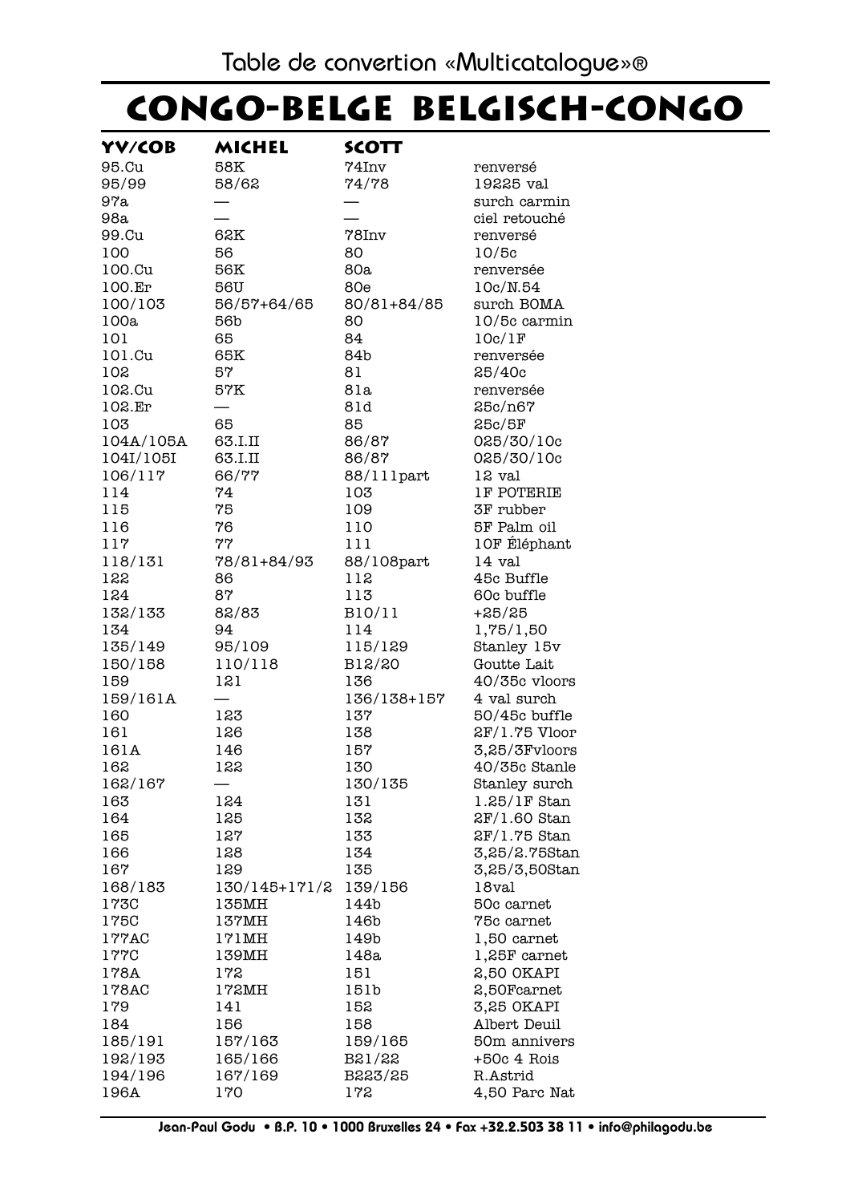Table de convertion «Multicatalogue»®

# CONGO-BELGE BELGISCH-CONGO

| YV/COB | MICHEL | SCOTT | |
|---|---|---|---|
| 95.Cu | 58K | 74Inv | renversé |
| 95/99 | 58/62 | 74/78 | 19225 val |
| 97a | — | — | surch carmin |
| 98a | — | — | ciel retouché |
| 99.Cu | 62K | 78Inv | renversé |
| 100 | 56 | 80 | 10/5c |
| 100.Cu | 56K | 80a | renversée |
| 100.Er | 56U | 80e | 10c/N.54 |
| 100/103 | 56/57+64/65 | 80/81+84/85 | surch BOMA |
| 100a | 56b | 80 | 10/5c carmin |
| 101 | 65 | 84 | 10c/1F |
| 101.Cu | 65K | 84b | renversée |
| 102 | 57 | 81 | 25/40c |
| 102.Cu | 57K | 81a | renversée |
| 102.Er | — | 81d | 25c/n67 |
| 103 | 65 | 85 | 25c/5F |
| 104A/105A | 63.I.II | 86/87 | 025/30/10c |
| 104I/105I | 63.I.II | 86/87 | 025/30/10c |
| 106/117 | 66/77 | 88/111part | 12 val |
| 114 | 74 | 103 | 1F POTERIE |
| 115 | 75 | 109 | 3F rubber |
| 116 | 76 | 110 | 5F Palm oil |
| 117 | 77 | 111 | 10F Éléphant |
| 118/131 | 78/81+84/93 | 88/108part | 14 val |
| 122 | 86 | 112 | 45c Buffle |
| 124 | 87 | 113 | 60c buffle |
| 132/133 | 82/83 | B10/11 | +25/25 |
| 134 | 94 | 114 | 1,75/1,50 |
| 135/149 | 95/109 | 115/129 | Stanley 15v |
| 150/158 | 110/118 | B12/20 | Goutte Lait |
| 159 | 121 | 136 | 40/35c vloors |
| 159/161A | — | 136/138+157 | 4 val surch |
| 160 | 123 | 137 | 50/45c buffle |
| 161 | 126 | 138 | 2F/1.75 Vloor |
| 161A | 146 | 157 | 3,25/3Fvloors |
| 162 | 122 | 130 | 40/35c Stanle |
| 162/167 | — | 130/135 | Stanley surch |
| 163 | 124 | 131 | 1.25/1F Stan |
| 164 | 125 | 132 | 2F/1.60 Stan |
| 165 | 127 | 133 | 2F/1.75 Stan |
| 166 | 128 | 134 | 3,25/2.75Stan |
| 167 | 129 | 135 | 3,25/3,50Stan |
| 168/183 | 130/145+171/2 | 139/156 | 18val |
| 173C | 135MH | 144b | 50c carnet |
| 175C | 137MH | 146b | 75c carnet |
| 177AC | 171MH | 149b | 1,50 carnet |
| 177C | 139MH | 148a | 1,25F carnet |
| 178A | 172 | 151 | 2,50 OKAPI |
| 178AC | 172MH | 151b | 2,50Fcarnet |
| 179 | 141 | 152 | 3,25 OKAPI |
| 184 | 156 | 158 | Albert Deuil |
| 185/191 | 157/163 | 159/165 | 50m annivers |
| 192/193 | 165/166 | B21/22 | +50c 4 Rois |
| 194/196 | 167/169 | B223/25 | R.Astrid |
| 196A | 170 | 172 | 4,50 Parc Nat |

Jean-Paul Godu • B.P. 10 • 1000 Bruxelles 24 • Fax +32.2.503 38 11 • info@philagodu.be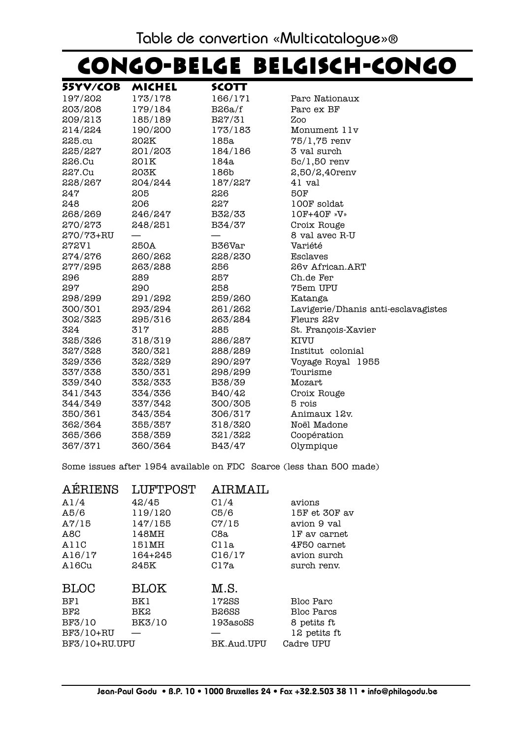Table de convertion «Multicatalogue»®

# CONGO-BELGE BELGISCH-CONGO

| 55YV/COB | MICHEL | SCOTT | |
|---|---|---|---|
| 197/202 | 173/178 | 166/171 | Parc Nationaux |
| 203/208 | 179/184 | B26a/f | Parc ex BF |
| 209/213 | 185/189 | B27/31 | Zoo |
| 214/224 | 190/200 | 173/183 | Monument 11v |
| 225.cu | 202K | 185a | 75/1,75 renv |
| 225/227 | 201/203 | 184/186 | 3 val surch |
| 226.Cu | 201K | 184a | 5c/1,50 renv |
| 227.Cu | 203K | 186b | 2,50/2,40renv |
| 228/267 | 204/244 | 187/227 | 41 val |
| 247 | 205 | 226 | 50F |
| 248 | 206 | 227 | 100F soldat |
| 268/269 | 246/247 | B32/33 | 10F+40F »V» |
| 270/273 | 248/251 | B34/37 | Croix Rouge |
| 270/73+RU | — | — | 8 val avec R-U |
| 272V1 | 250A | B36Var | Variété |
| 274/276 | 260/262 | 228/230 | Esclaves |
| 277/295 | 263/288 | 256 | 26v African.ART |
| 296 | 289 | 257 | Ch.de Fer |
| 297 | 290 | 258 | 75em UPU |
| 298/299 | 291/292 | 259/260 | Katanga |
| 300/301 | 293/294 | 261/262 | Lavigerie/Dhanis anti-esclavagistes |
| 302/323 | 295/316 | 263/284 | Fleurs 22v |
| 324 | 317 | 285 | St. François-Xavier |
| 325/326 | 318/319 | 286/287 | KIVU |
| 327/328 | 320/321 | 288/289 | Institut colonial |
| 329/336 | 322/329 | 290/297 | Voyage Royal 1955 |
| 337/338 | 330/331 | 298/299 | Tourisme |
| 339/340 | 332/333 | B38/39 | Mozart |
| 341/343 | 334/336 | B40/42 | Croix Rouge |
| 344/349 | 337/342 | 300/305 | 5 rois |
| 350/361 | 343/354 | 306/317 | Animaux 12v. |
| 362/364 | 355/357 | 318/320 | Noël Madone |
| 365/366 | 358/359 | 321/322 | Coopération |
| 367/371 | 360/364 | B43/47 | Olympique |

Some issues after 1954 available on FDC Scarce (less than 500 made)

| AÉRIENS | LUFTPOST | AIRMAIL | |
|---|---|---|---|
| A1/4 | 42/45 | C1/4 | avions |
| A5/6 | 119/120 | C5/6 | 15F et 30F av |
| A7/15 | 147/155 | C7/15 | avion 9 val |
| A8C | 148MH | C8a | 1F av carnet |
| A11C | 151MH | C11a | 4F50 carnet |
| A16/17 | 164+245 | C16/17 | avion surch |
| A16Cu | 245K | C17a | surch renv. |

| BLOC | BLOK | M.S. | |
|---|---|---|---|
| BF1 | BK1 | 172SS | Bloc Parc |
| BF2 | BK2 | B26SS | Bloc Parcs |
| BF3/10 | BK3/10 | 193asoSS | 8 petits ft |
| BF3/10+RU | — | — | 12 petits ft |
| BF3/10+RU.UPU | | BK.Aud.UPU | Cadre UPU |

Jean-Paul Godu • B.P. 10 • 1000 Bruxelles 24 • Fax +32.2.503 38 11 • info@philagodu.be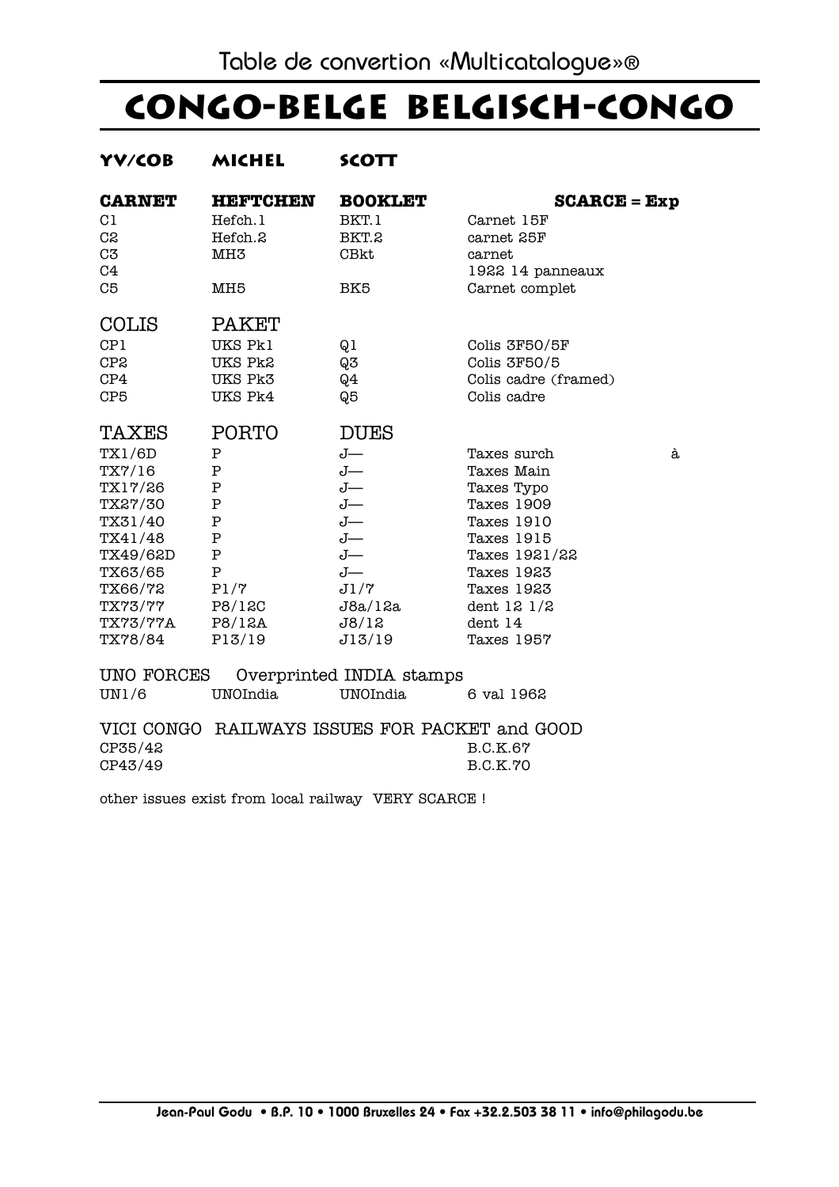Table de convertion «Multicatalogue»®

# CONGO-BELGE BELGISCH-CONGO

| YV/COB | MICHEL | SCOTT | |
|---|---|---|---|
| **CARNET** | **HEFTCHEN** | **BOOKLET** | **SCARCE = Exp** |
| C1 | Hefch.1 | BKT.1 | Carnet 15F |
| C2 | Hefch.2 | BKT.2 | carnet 25F |
| C3 | MH3 | CBkt | carnet |
| C4 | | | 1922 14 panneaux |
| C5 | MH5 | BK5 | Carnet complet |
| COLIS | PAKET | | |
| CP1 | UKS Pk1 | Q1 | Colis 3F50/5F |
| CP2 | UKS Pk2 | Q3 | Colis 3F50/5 |
| CP4 | UKS Pk3 | Q4 | Colis cadre (framed) |
| CP5 | UKS Pk4 | Q5 | Colis cadre |
| TAXES | PORTO | DUES | |
| TX1/6D | P | J— | Taxes surch à |
| TX7/16 | P | J— | Taxes Main |
| TX17/26 | P | J— | Taxes Typo |
| TX27/30 | P | J— | Taxes 1909 |
| TX31/40 | P | J— | Taxes 1910 |
| TX41/48 | P | J— | Taxes 1915 |
| TX49/62D | P | J— | Taxes 1921/22 |
| TX63/65 | P | J— | Taxes 1923 |
| TX66/72 | P1/7 | J1/7 | Taxes 1923 |
| TX73/77 | P8/12C | J8a/12a | dent 12 1/2 |
| TX73/77A | P8/12A | J8/12 | dent 14 |
| TX78/84 | P13/19 | J13/19 | Taxes 1957 |
| UNO FORCES | Overprinted INDIA stamps | | |
| UN1/6 | UNOIndia | UNOIndia | 6 val 1962 |
| VICI CONGO | RAILWAYS ISSUES FOR PACKET and GOOD | | |
| CP35/42 | | | B.C.K.67 |
| CP43/49 | | | B.C.K.70 |

other issues exist from local railway VERY SCARCE !

Jean-Paul Godu • B.P. 10 • 1000 Bruxelles 24 • Fax +32.2.503 38 11 • info@philagodu.be